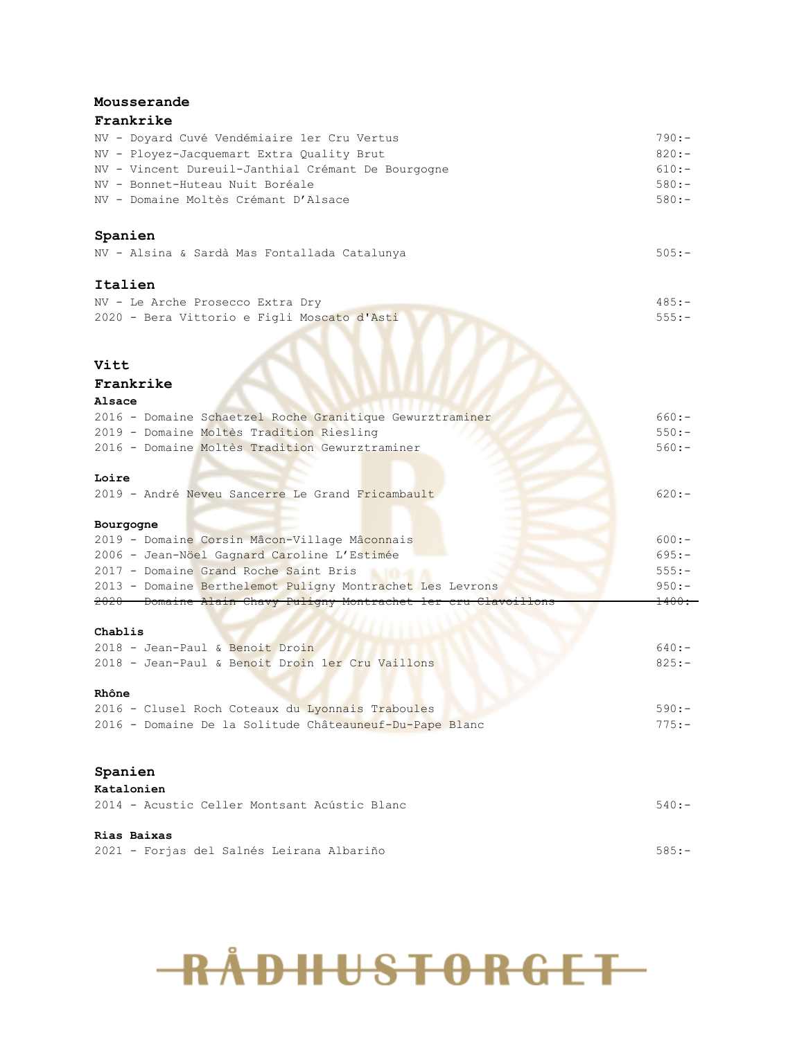# Mousserande

## Frankrike

| | |
|---|---|
| NV - Doyard Cuvé Vendémiaire 1er Cru Vertus | 790:- |
| NV - Ployez-Jacquemart Extra Quality Brut | 820:- |
| NV - Vincent Dureuil-Janthial Crémant De Bourgogne | 610:- |
| NV - Bonnet-Huteau Nuit Boréale | 580:- |
| NV - Domaine Moltès Crémant D'Alsace | 580:- |

## Spanien

| | |
|---|---|
| NV - Alsina & Sardà Mas Fontallada Catalunya | 505:- |

## Italien

| | |
|---|---|
| NV - Le Arche Prosecco Extra Dry | 485:- |
| 2020 - Bera Vittorio e Figli Moscato d'Asti | 555:- |

# Vitt

## Frankrike

### Alsace

| | |
|---|---|
| 2016 - Domaine Schaetzel Roche Granitique Gewurztraminer | 660:- |
| 2019 - Domaine Moltès Tradition Riesling | 550:- |
| 2016 - Domaine Moltès Tradition Gewurztraminer | 560:- |

### Loire

| | |
|---|---|
| 2019 - André Neveu Sancerre Le Grand Fricambault | 620:- |

### Bourgogne

| | |
|---|---|
| 2019 - Domaine Corsin Mâcon-Village Mâconnais | 600:- |
| 2006 - Jean-Nöel Gagnard Caroline L'Estimée | 695:- |
| 2017 - Domaine Grand Roche Saint Bris | 555:- |
| 2013 - Domaine Berthelemot Puligny Montrachet Les Levrons | 950:- |
| ~~2020 - Domaine Alain Chavy Puligny Montrachet 1er cru Clavoillons~~ | ~~1400:-~~ |

### Chablis

| | |
|---|---|
| 2018 - Jean-Paul & Benoit Droin | 640:- |
| 2018 - Jean-Paul & Benoit Droin 1er Cru Vaillons | 825:- |

### Rhône

| | |
|---|---|
| 2016 - Clusel Roch Coteaux du Lyonnais Traboules | 590:- |
| 2016 - Domaine De la Solitude Châteauneuf-Du-Pape Blanc | 775:- |

## Spanien

### Katalonien

| | |
|---|---|
| 2014 - Acustic Celler Montsant Acústic Blanc | 540:- |

### Rias Baixas

| | |
|---|---|
| 2021 - Forjas del Salnés Leirana Albariño | 585:- |

RÅDHUSTORGET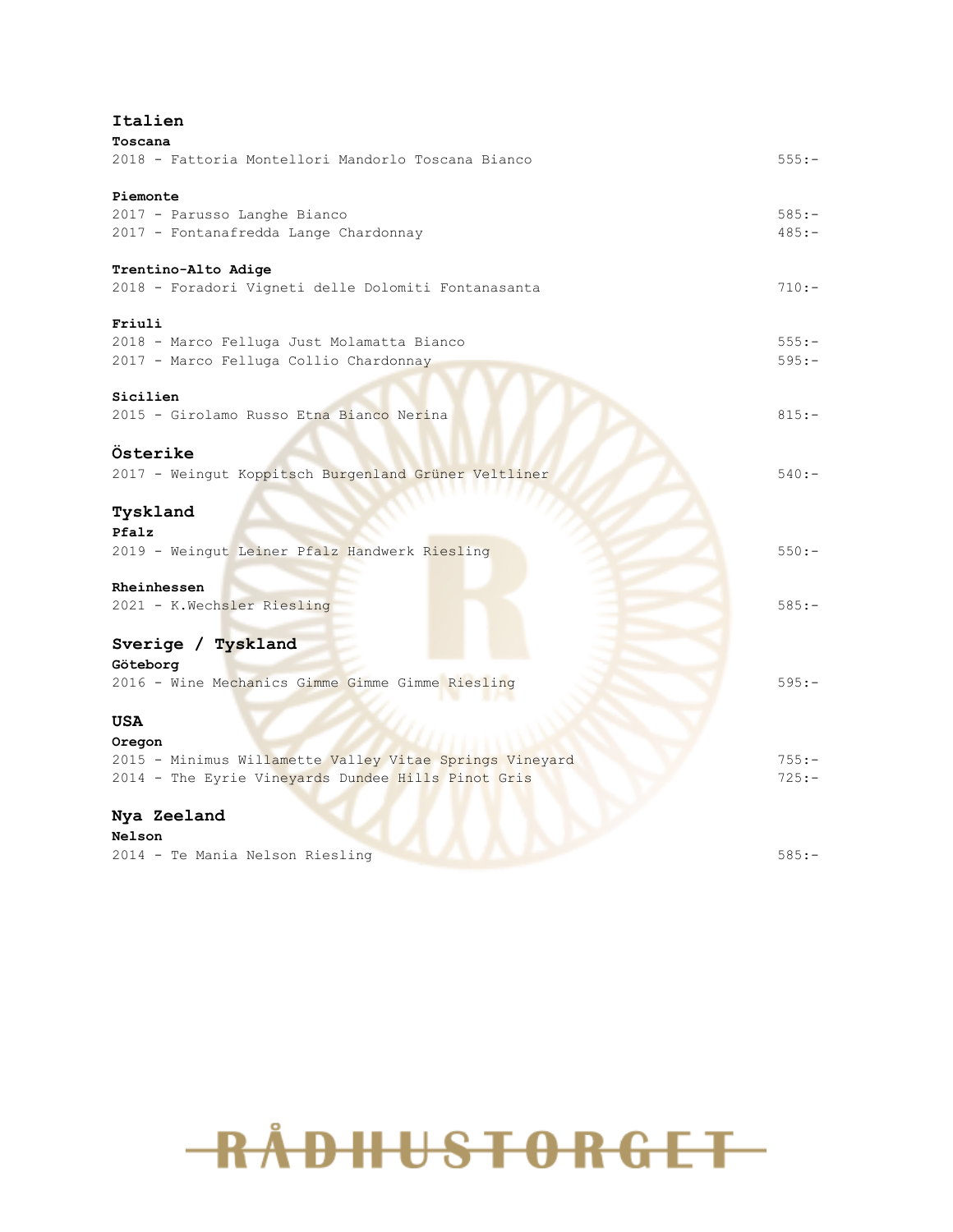## Italien

### Toscana

| | |
|---|---|
| 2018 - Fattoria Montellori Mandorlo Toscana Bianco | 555:- |

### Piemonte

| | |
|---|---|
| 2017 - Parusso Langhe Bianco | 585:- |
| 2017 - Fontanafredda Lange Chardonnay | 485:- |

### Trentino-Alto Adige

| | |
|---|---|
| 2018 - Foradori Vigneti delle Dolomiti Fontanasanta | 710:- |

### Friuli

| | |
|---|---|
| 2018 - Marco Felluga Just Molamatta Bianco | 555:- |
| 2017 - Marco Felluga Collio Chardonnay | 595:- |

### Sicilien

| | |
|---|---|
| 2015 - Girolamo Russo Etna Bianco Nerina | 815:- |

## Österike

| | |
|---|---|
| 2017 - Weingut Koppitsch Burgenland Grüner Veltliner | 540:- |

## Tyskland

### Pfalz

| | |
|---|---|
| 2019 - Weingut Leiner Pfalz Handwerk Riesling | 550:- |

### Rheinhessen

| | |
|---|---|
| 2021 - K.Wechsler Riesling | 585:- |

## Sverige / Tyskland

### Göteborg

| | |
|---|---|
| 2016 - Wine Mechanics Gimme Gimme Gimme Riesling | 595:- |

## USA

### Oregon

| | |
|---|---|
| 2015 - Minimus Willamette Valley Vitae Springs Vineyard | 755:- |
| 2014 - The Eyrie Vineyards Dundee Hills Pinot Gris | 725:- |

## Nya Zeeland

### Nelson

| | |
|---|---|
| 2014 - Te Mania Nelson Riesling | 585:- |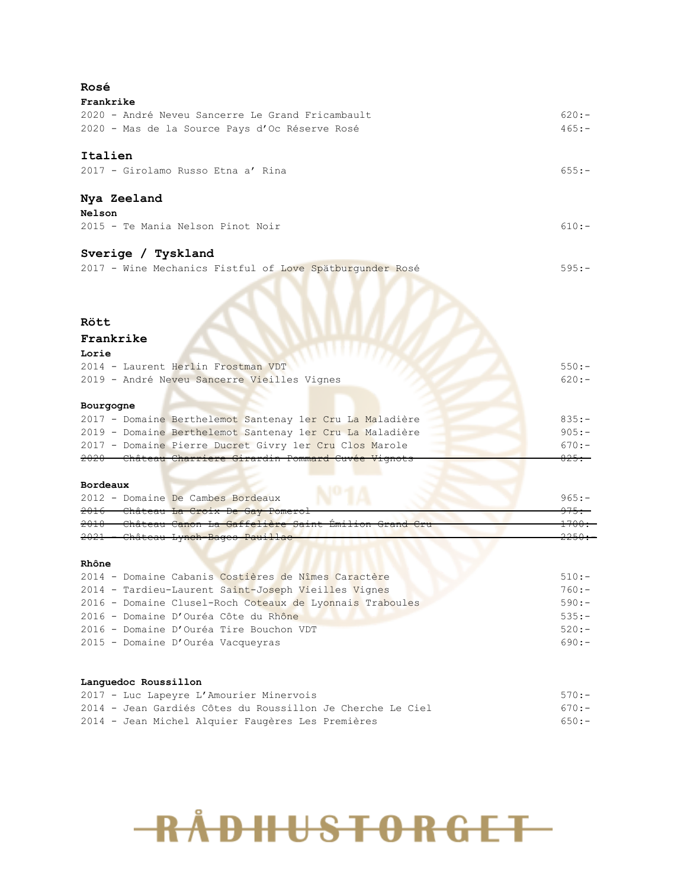## Rosé

### Frankrike

| | |
|---|---|
| 2020 - André Neveu Sancerre Le Grand Fricambault | 620:- |
| 2020 - Mas de la Source Pays d'Oc Réserve Rosé | 465:- |

### Italien

| | |
|---|---|
| 2017 - Girolamo Russo Etna a' Rina | 655:- |

### Nya Zeeland

**Nelson**

| | |
|---|---|
| 2015 - Te Mania Nelson Pinot Noir | 610:- |

### Sverige / Tyskland

| | |
|---|---|
| 2017 - Wine Mechanics Fistful of Love Spätburgunder Rosé | 595:- |

## Rött

### Frankrike

**Lorie**

| | |
|---|---|
| 2014 - Laurent Herlin Frostman VDT | 550:- |
| 2019 - André Neveu Sancerre Vieilles Vignes | 620:- |

**Bourgogne**

| | |
|---|---|
| 2017 - Domaine Berthelemot Santenay 1er Cru La Maladière | 835:- |
| 2019 - Domaine Berthelemot Santenay 1er Cru La Maladière | 905:- |
| 2017 - Domaine Pierre Ducret Givry 1er Cru Clos Marole | 670:- |
| ~~2020 - Château Charriere Girardin Pommard Cuvée Vignots~~ | ~~825:-~~ |

**Bordeaux**

| | |
|---|---|
| 2012 - Domaine De Cambes Bordeaux | 965:- |
| ~~2016 - Château La Croix De Gay Pomerol~~ | ~~975:-~~ |
| ~~2018 - Château Canon La Gaffelière Saint Émilion Grand Cru~~ | ~~1700:-~~ |
| ~~2021 - Château Lynch-Bages Pauillac~~ | ~~2250:-~~ |

**Rhône**

| | |
|---|---|
| 2014 - Domaine Cabanis Costières de Nîmes Caractère | 510:- |
| 2014 - Tardieu-Laurent Saint-Joseph Vieilles Vignes | 760:- |
| 2016 - Domaine Clusel-Roch Coteaux de Lyonnais Traboules | 590:- |
| 2016 - Domaine D'Ouréa Côte du Rhône | 535:- |
| 2016 - Domaine D'Ouréa Tire Bouchon VDT | 520:- |
| 2015 - Domaine D'Ouréa Vacqueyras | 690:- |

**Languedoc Roussillon**

| | |
|---|---|
| 2017 - Luc Lapeyre L'Amourier Minervois | 570:- |
| 2014 - Jean Gardiés Côtes du Roussillon Je Cherche Le Ciel | 670:- |
| 2014 - Jean Michel Alquier Faugères Les Premières | 650:- |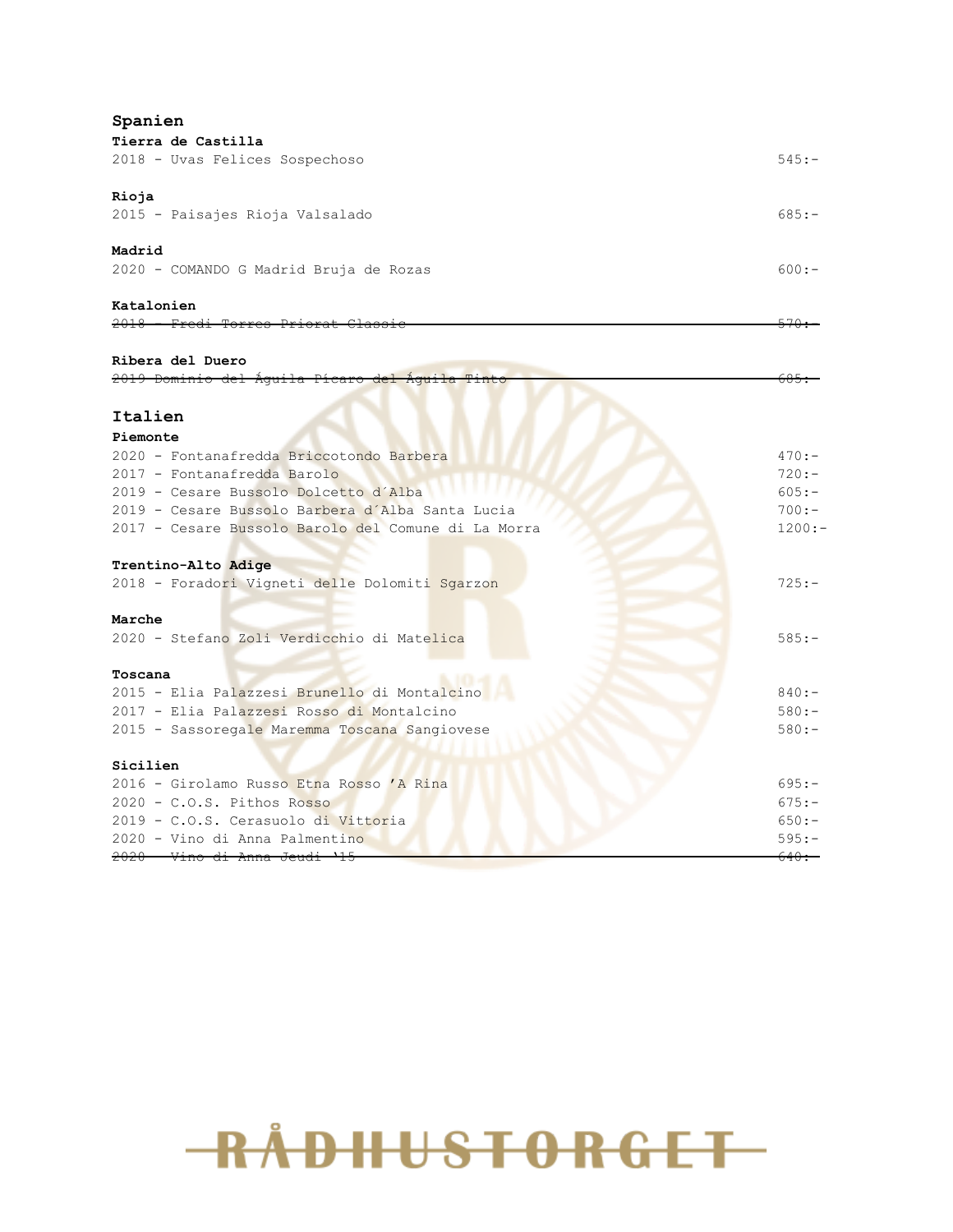## Spanien

**Tierra de Castilla**

| | |
|---|---|
| 2018 - Uvas Felices Sospechoso | 545:- |

**Rioja**

| | |
|---|---|
| 2015 - Paisajes Rioja Valsalado | 685:- |

**Madrid**

| | |
|---|---|
| 2020 - COMANDO G Madrid Bruja de Rozas | 600:- |

**Katalonien**

| | |
|---|---|
| ~~2018 - Fredi Torres Priorat Classic~~ | ~~570:-~~ |

**Ribera del Duero**

| | |
|---|---|
| ~~2019 Dominio del Águila Pícaro del Águila Tinto~~ | ~~685:-~~ |

## Italien

**Piemonte**

| | |
|---|---|
| 2020 - Fontanafredda Briccotondo Barbera | 470:- |
| 2017 - Fontanafredda Barolo | 720:- |
| 2019 - Cesare Bussolo Dolcetto d´Alba | 605:- |
| 2019 - Cesare Bussolo Barbera d´Alba Santa Lucia | 700:- |
| 2017 - Cesare Bussolo Barolo del Comune di La Morra | 1200:- |

**Trentino-Alto Adige**

| | |
|---|---|
| 2018 - Foradori Vigneti delle Dolomiti Sgarzon | 725:- |

**Marche**

| | |
|---|---|
| 2020 - Stefano Zoli Verdicchio di Matelica | 585:- |

**Toscana**

| | |
|---|---|
| 2015 - Elia Palazzesi Brunello di Montalcino | 840:- |
| 2017 - Elia Palazzesi Rosso di Montalcino | 580:- |
| 2015 - Sassoregale Maremma Toscana Sangiovese | 580:- |

**Sicilien**

| | |
|---|---|
| 2016 - Girolamo Russo Etna Rosso 'A Rina | 695:- |
| 2020 - C.O.S. Pithos Rosso | 675:- |
| 2019 - C.O.S. Cerasuolo di Vittoria | 650:- |
| 2020 - Vino di Anna Palmentino | 595:- |
| ~~2020 - Vino di Anna Jeudi '15~~ | ~~640:-~~ |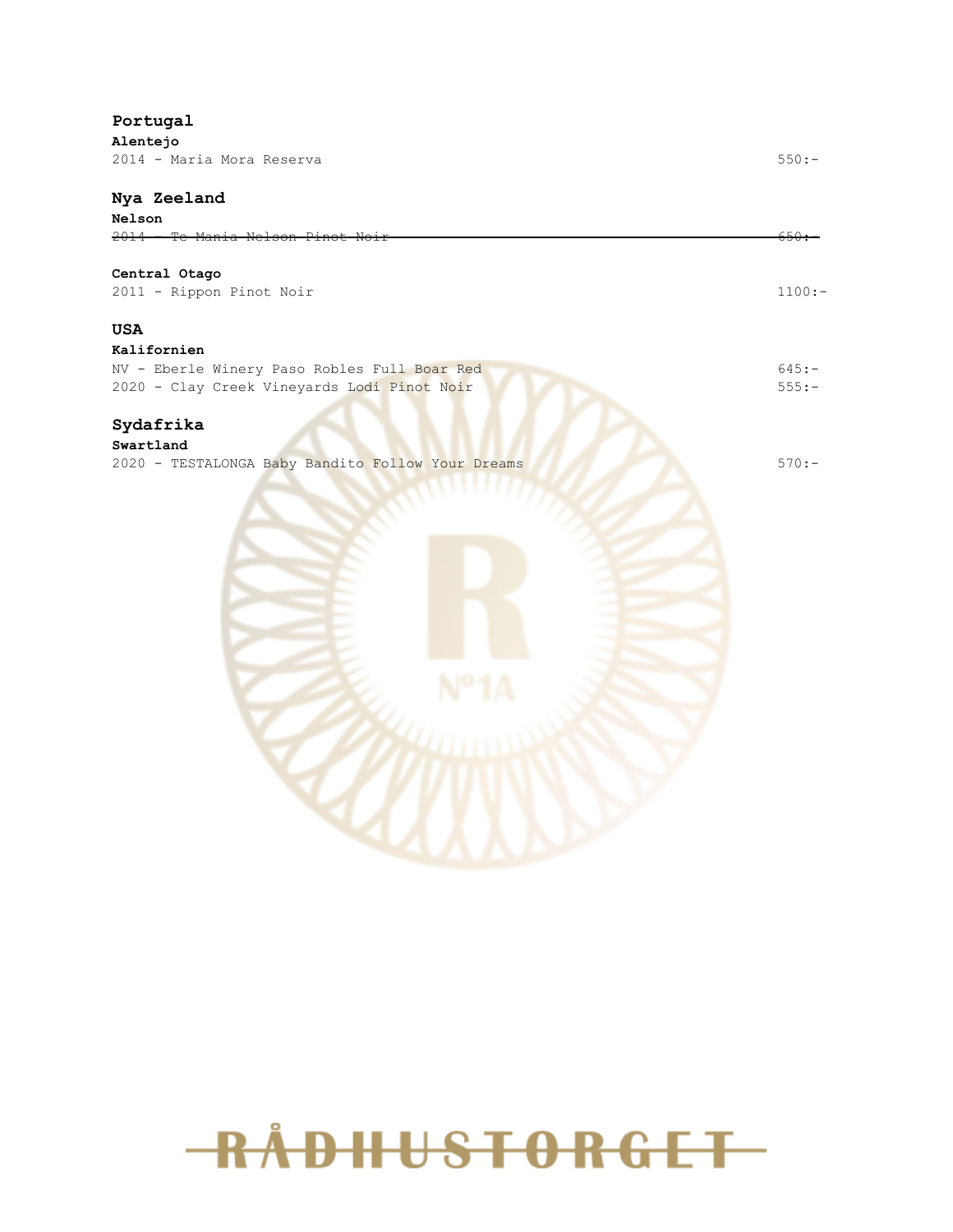## Portugal

**Alentejo**

2014 - Maria Mora Reserva 550:-

## Nya Zeeland

**Nelson**

~~2014 - Te Mania Nelson Pinot Noir 650:-~~

**Central Otago**

2011 - Rippon Pinot Noir 1100:-

## USA

**Kalifornien**

NV - Eberle Winery Paso Robles Full Boar Red 645:-

2020 - Clay Creek Vineyards Lodi Pinot Noir 555:-

## Sydafrika

**Swartland**

2020 - TESTALONGA Baby Bandito Follow Your Dreams 570:-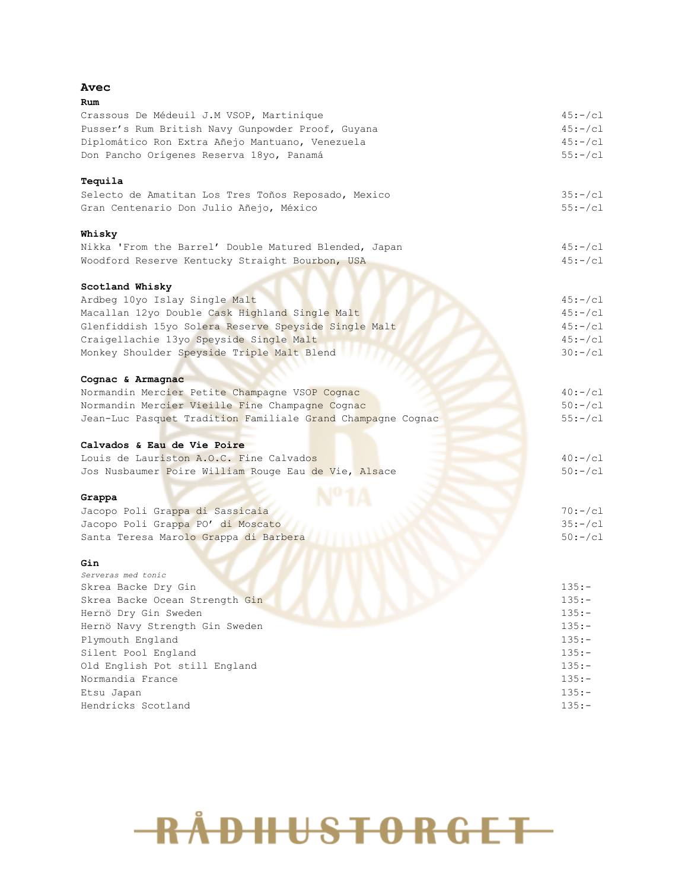## Avec

### Rum

| | |
|---|---|
| Crassous De Médeuil J.M VSOP, Martinique | 45:-/cl |
| Pusser's Rum British Navy Gunpowder Proof, Guyana | 45:-/cl |
| Diplomático Ron Extra Añejo Mantuano, Venezuela | 45:-/cl |
| Don Pancho Orígenes Reserva 18yo, Panamá | 55:-/cl |

### Tequila

| | |
|---|---|
| Selecto de Amatitan Los Tres Toños Reposado, Mexico | 35:-/cl |
| Gran Centenario Don Julio Añejo, México | 55:-/cl |

### Whisky

| | |
|---|---|
| Nikka 'From the Barrel' Double Matured Blended, Japan | 45:-/cl |
| Woodford Reserve Kentucky Straight Bourbon, USA | 45:-/cl |

### Scotland Whisky

| | |
|---|---|
| Ardbeg 10yo Islay Single Malt | 45:-/cl |
| Macallan 12yo Double Cask Highland Single Malt | 45:-/cl |
| Glenfiddish 15yo Solera Reserve Speyside Single Malt | 45:-/cl |
| Craigellachie 13yo Speyside Single Malt | 45:-/cl |
| Monkey Shoulder Speyside Triple Malt Blend | 30:-/cl |

### Cognac & Armagnac

| | |
|---|---|
| Normandin Mercier Petite Champagne VSOP Cognac | 40:-/cl |
| Normandin Mercier Vieille Fine Champagne Cognac | 50:-/cl |
| Jean-Luc Pasquet Tradition Familiale Grand Champagne Cognac | 55:-/cl |

### Calvados & Eau de Vie Poire

| | |
|---|---|
| Louis de Lauriston A.O.C. Fine Calvados | 40:-/cl |
| Jos Nusbaumer Poire William Rouge Eau de Vie, Alsace | 50:-/cl |

### Grappa

| | |
|---|---|
| Jacopo Poli Grappa di Sassicaia | 70:-/cl |
| Jacopo Poli Grappa PO' di Moscato | 35:-/cl |
| Santa Teresa Marolo Grappa di Barbera | 50:-/cl |

### Gin

*Serveras med tonic*

| | |
|---|---|
| Skrea Backe Dry Gin | 135:- |
| Skrea Backe Ocean Strength Gin | 135:- |
| Hernö Dry Gin Sweden | 135:- |
| Hernö Navy Strength Gin Sweden | 135:- |
| Plymouth England | 135:- |
| Silent Pool England | 135:- |
| Old English Pot still England | 135:- |
| Normandia France | 135:- |
| Etsu Japan | 135:- |
| Hendricks Scotland | 135:- |

RÅDHUSTORGET